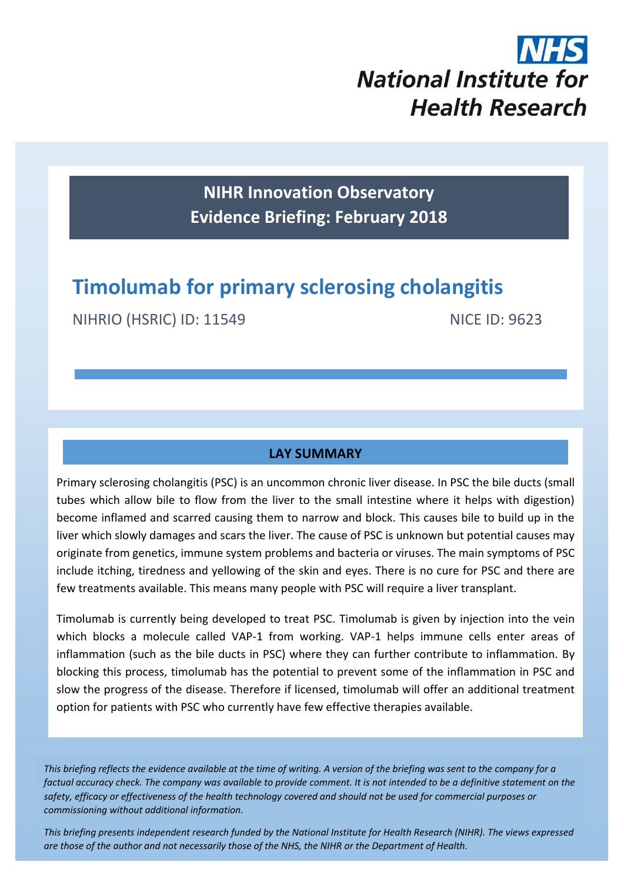**NHS**

**National Institute for Health Research**

**NIHR Innovation Observatory**
**Evidence Briefing: February 2018**

# Timolumab for primary sclerosing cholangitis

NIHRIO (HSRIC) ID: 11549 NICE ID: 9623

## LAY SUMMARY

Primary sclerosing cholangitis (PSC) is an uncommon chronic liver disease. In PSC the bile ducts (small tubes which allow bile to flow from the liver to the small intestine where it helps with digestion) become inflamed and scarred causing them to narrow and block. This causes bile to build up in the liver which slowly damages and scars the liver. The cause of PSC is unknown but potential causes may originate from genetics, immune system problems and bacteria or viruses. The main symptoms of PSC include itching, tiredness and yellowing of the skin and eyes. There is no cure for PSC and there are few treatments available. This means many people with PSC will require a liver transplant.

Timolumab is currently being developed to treat PSC. Timolumab is given by injection into the vein which blocks a molecule called VAP-1 from working. VAP-1 helps immune cells enter areas of inflammation (such as the bile ducts in PSC) where they can further contribute to inflammation. By blocking this process, timolumab has the potential to prevent some of the inflammation in PSC and slow the progress of the disease. Therefore if licensed, timolumab will offer an additional treatment option for patients with PSC who currently have few effective therapies available.

*This briefing reflects the evidence available at the time of writing. A version of the briefing was sent to the company for a factual accuracy check. The company was available to provide comment. It is not intended to be a definitive statement on the safety, efficacy or effectiveness of the health technology covered and should not be used for commercial purposes or commissioning without additional information.*

*This briefing presents independent research funded by the National Institute for Health Research (NIHR). The views expressed are those of the author and not necessarily those of the NHS, the NIHR or the Department of Health.*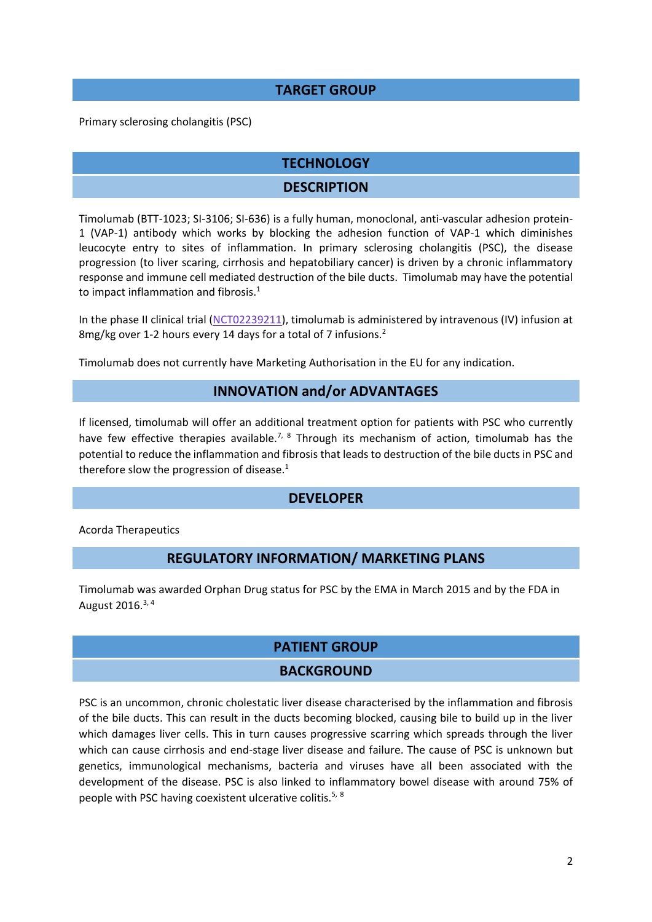## TARGET GROUP

Primary sclerosing cholangitis (PSC)

## TECHNOLOGY

### DESCRIPTION

Timolumab (BTT-1023; SI-3106; SI-636) is a fully human, monoclonal, anti-vascular adhesion protein-1 (VAP-1) antibody which works by blocking the adhesion function of VAP-1 which diminishes leucocyte entry to sites of inflammation. In primary sclerosing cholangitis (PSC), the disease progression (to liver scaring, cirrhosis and hepatobiliary cancer) is driven by a chronic inflammatory response and immune cell mediated destruction of the bile ducts. Timolumab may have the potential to impact inflammation and fibrosis.[1]

In the phase II clinical trial (NCT02239211), timolumab is administered by intravenous (IV) infusion at 8mg/kg over 1-2 hours every 14 days for a total of 7 infusions.[2]

Timolumab does not currently have Marketing Authorisation in the EU for any indication.

### INNOVATION and/or ADVANTAGES

If licensed, timolumab will offer an additional treatment option for patients with PSC who currently have few effective therapies available.[7, 8] Through its mechanism of action, timolumab has the potential to reduce the inflammation and fibrosis that leads to destruction of the bile ducts in PSC and therefore slow the progression of disease.[1]

### DEVELOPER

Acorda Therapeutics

### REGULATORY INFORMATION/ MARKETING PLANS

Timolumab was awarded Orphan Drug status for PSC by the EMA in March 2015 and by the FDA in August 2016.[3, 4]

## PATIENT GROUP

### BACKGROUND

PSC is an uncommon, chronic cholestatic liver disease characterised by the inflammation and fibrosis of the bile ducts. This can result in the ducts becoming blocked, causing bile to build up in the liver which damages liver cells. This in turn causes progressive scarring which spreads through the liver which can cause cirrhosis and end-stage liver disease and failure. The cause of PSC is unknown but genetics, immunological mechanisms, bacteria and viruses have all been associated with the development of the disease. PSC is also linked to inflammatory bowel disease with around 75% of people with PSC having coexistent ulcerative colitis.[5, 8]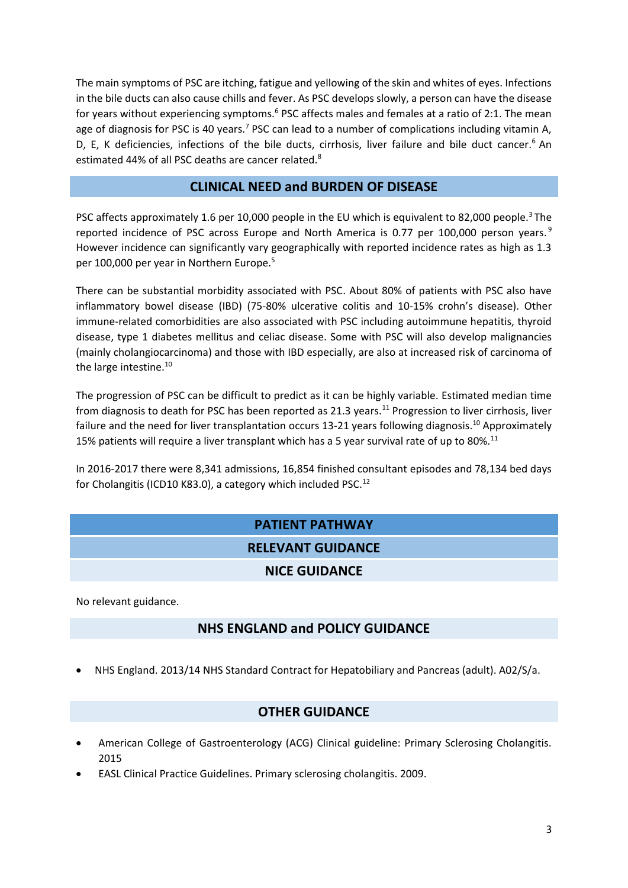The main symptoms of PSC are itching, fatigue and yellowing of the skin and whites of eyes. Infections in the bile ducts can also cause chills and fever. As PSC develops slowly, a person can have the disease for years without experiencing symptoms.[6] PSC affects males and females at a ratio of 2:1. The mean age of diagnosis for PSC is 40 years.[7] PSC can lead to a number of complications including vitamin A, D, E, K deficiencies, infections of the bile ducts, cirrhosis, liver failure and bile duct cancer.[6] An estimated 44% of all PSC deaths are cancer related.[8]

## CLINICAL NEED and BURDEN OF DISEASE

PSC affects approximately 1.6 per 10,000 people in the EU which is equivalent to 82,000 people.[3] The reported incidence of PSC across Europe and North America is 0.77 per 100,000 person years.[9] However incidence can significantly vary geographically with reported incidence rates as high as 1.3 per 100,000 per year in Northern Europe.[5]

There can be substantial morbidity associated with PSC. About 80% of patients with PSC also have inflammatory bowel disease (IBD) (75-80% ulcerative colitis and 10-15% crohn's disease). Other immune-related comorbidities are also associated with PSC including autoimmune hepatitis, thyroid disease, type 1 diabetes mellitus and celiac disease. Some with PSC will also develop malignancies (mainly cholangiocarcinoma) and those with IBD especially, are also at increased risk of carcinoma of the large intestine.[10]

The progression of PSC can be difficult to predict as it can be highly variable. Estimated median time from diagnosis to death for PSC has been reported as 21.3 years.[11] Progression to liver cirrhosis, liver failure and the need for liver transplantation occurs 13-21 years following diagnosis.[10] Approximately 15% patients will require a liver transplant which has a 5 year survival rate of up to 80%.[11]

In 2016-2017 there were 8,341 admissions, 16,854 finished consultant episodes and 78,134 bed days for Cholangitis (ICD10 K83.0), a category which included PSC.[12]

## PATIENT PATHWAY

## RELEVANT GUIDANCE

### NICE GUIDANCE

No relevant guidance.

### NHS ENGLAND and POLICY GUIDANCE

- NHS England. 2013/14 NHS Standard Contract for Hepatobiliary and Pancreas (adult). A02/S/a.

### OTHER GUIDANCE

- American College of Gastroenterology (ACG) Clinical guideline: Primary Sclerosing Cholangitis. 2015
- EASL Clinical Practice Guidelines. Primary sclerosing cholangitis. 2009.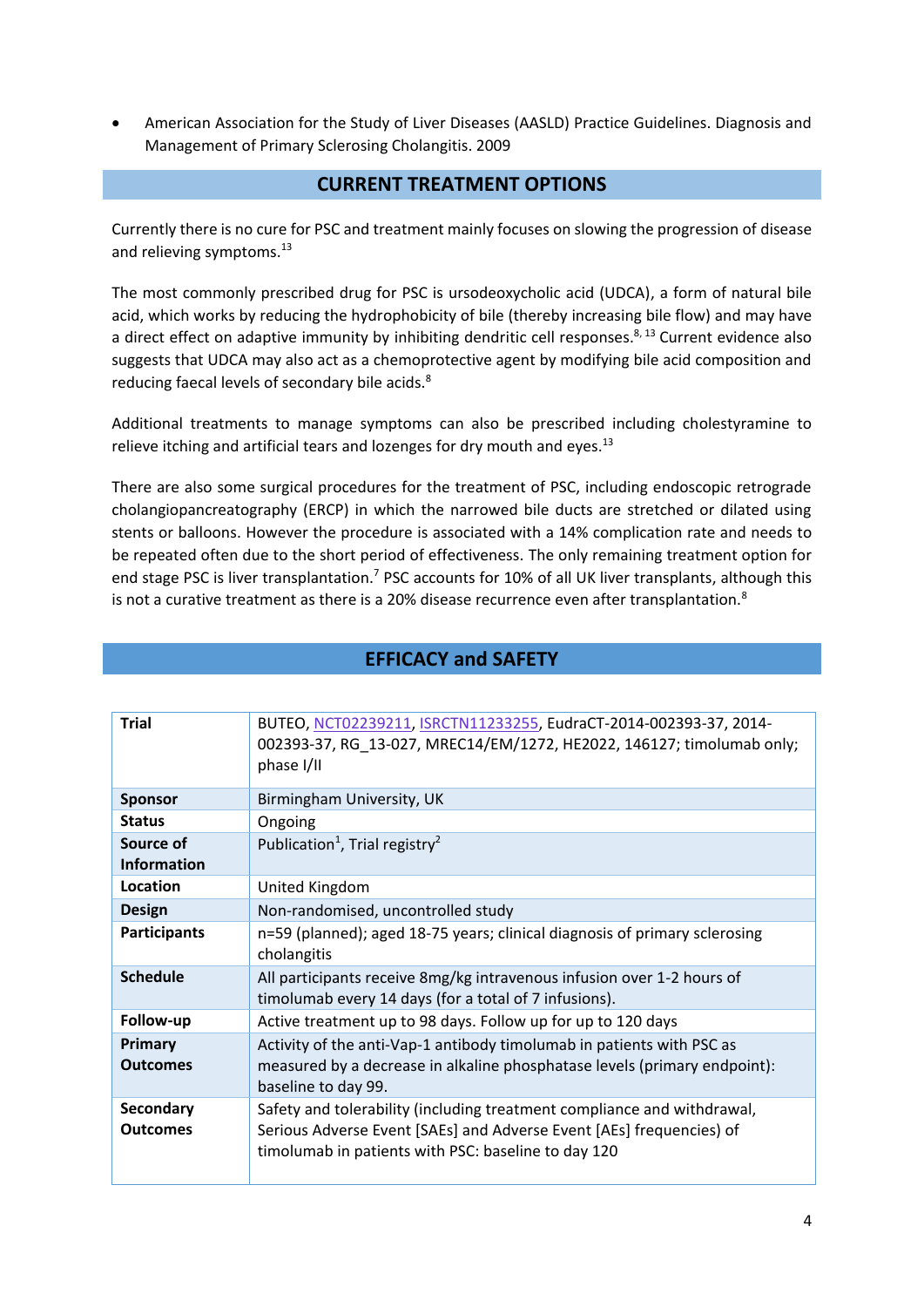- American Association for the Study of Liver Diseases (AASLD) Practice Guidelines. Diagnosis and Management of Primary Sclerosing Cholangitis. 2009

## CURRENT TREATMENT OPTIONS

Currently there is no cure for PSC and treatment mainly focuses on slowing the progression of disease and relieving symptoms.[13]

The most commonly prescribed drug for PSC is ursodeoxycholic acid (UDCA), a form of natural bile acid, which works by reducing the hydrophobicity of bile (thereby increasing bile flow) and may have a direct effect on adaptive immunity by inhibiting dendritic cell responses.[8, 13] Current evidence also suggests that UDCA may also act as a chemoprotective agent by modifying bile acid composition and reducing faecal levels of secondary bile acids.[8]

Additional treatments to manage symptoms can also be prescribed including cholestyramine to relieve itching and artificial tears and lozenges for dry mouth and eyes.[13]

There are also some surgical procedures for the treatment of PSC, including endoscopic retrograde cholangiopancreatography (ERCP) in which the narrowed bile ducts are stretched or dilated using stents or balloons. However the procedure is associated with a 14% complication rate and needs to be repeated often due to the short period of effectiveness. The only remaining treatment option for end stage PSC is liver transplantation.[7] PSC accounts for 10% of all UK liver transplants, although this is not a curative treatment as there is a 20% disease recurrence even after transplantation.[8]

## EFFICACY and SAFETY

| | |
|---|---|
| **Trial** | BUTEO, NCT02239211, ISRCTN11233255, EudraCT-2014-002393-37, 2014-002393-37, RG_13-027, MREC14/EM/1272, HE2022, 146127; timolumab only; phase I/II |
| **Sponsor** | Birmingham University, UK |
| **Status** | Ongoing |
| **Source of Information** | Publication[1], Trial registry[2] |
| **Location** | United Kingdom |
| **Design** | Non-randomised, uncontrolled study |
| **Participants** | n=59 (planned); aged 18-75 years; clinical diagnosis of primary sclerosing cholangitis |
| **Schedule** | All participants receive 8mg/kg intravenous infusion over 1-2 hours of timolumab every 14 days (for a total of 7 infusions). |
| **Follow-up** | Active treatment up to 98 days. Follow up for up to 120 days |
| **Primary Outcomes** | Activity of the anti-Vap-1 antibody timolumab in patients with PSC as measured by a decrease in alkaline phosphatase levels (primary endpoint): baseline to day 99. |
| **Secondary Outcomes** | Safety and tolerability (including treatment compliance and withdrawal, Serious Adverse Event [SAEs] and Adverse Event [AEs] frequencies) of timolumab in patients with PSC: baseline to day 120 |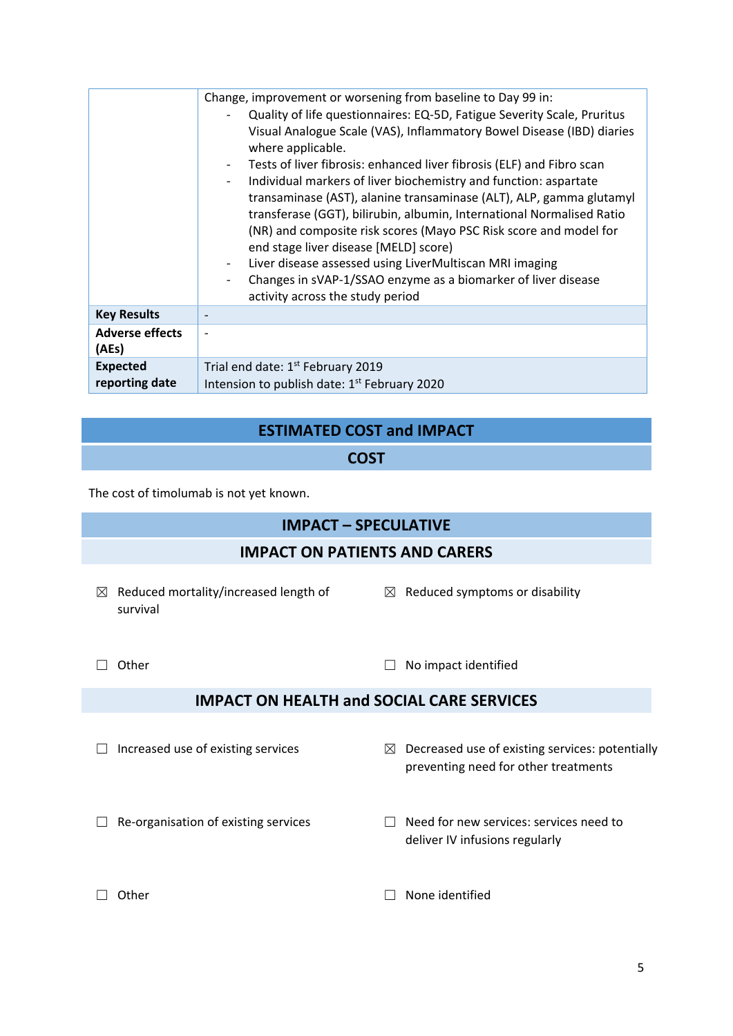| | |
|---|---|
| | Change, improvement or worsening from baseline to Day 99 in:<br>- Quality of life questionnaires: EQ-5D, Fatigue Severity Scale, Pruritus Visual Analogue Scale (VAS), Inflammatory Bowel Disease (IBD) diaries where applicable.<br>- Tests of liver fibrosis: enhanced liver fibrosis (ELF) and Fibro scan<br>- Individual markers of liver biochemistry and function: aspartate transaminase (AST), alanine transaminase (ALT), ALP, gamma glutamyl transferase (GGT), bilirubin, albumin, International Normalised Ratio (NR) and composite risk scores (Mayo PSC Risk score and model for end stage liver disease [MELD] score)<br>- Liver disease assessed using LiverMultiscan MRI imaging<br>- Changes in sVAP-1/SSAO enzyme as a biomarker of liver disease activity across the study period |
| **Key Results** | - |
| **Adverse effects (AEs)** | - |
| **Expected reporting date** | Trial end date: 1st February 2019<br>Intension to publish date: 1st February 2020 |

## ESTIMATED COST and IMPACT

### COST

The cost of timolumab is not yet known.

### IMPACT – SPECULATIVE

### IMPACT ON PATIENTS AND CARERS

- ☒ Reduced mortality/increased length of survival
- ☒ Reduced symptoms or disability
- ☐ Other
- ☐ No impact identified

### IMPACT ON HEALTH and SOCIAL CARE SERVICES

- ☐ Increased use of existing services
- ☒ Decreased use of existing services: potentially preventing need for other treatments
- ☐ Re-organisation of existing services
- ☐ Need for new services: services need to deliver IV infusions regularly
- ☐ Other
- ☐ None identified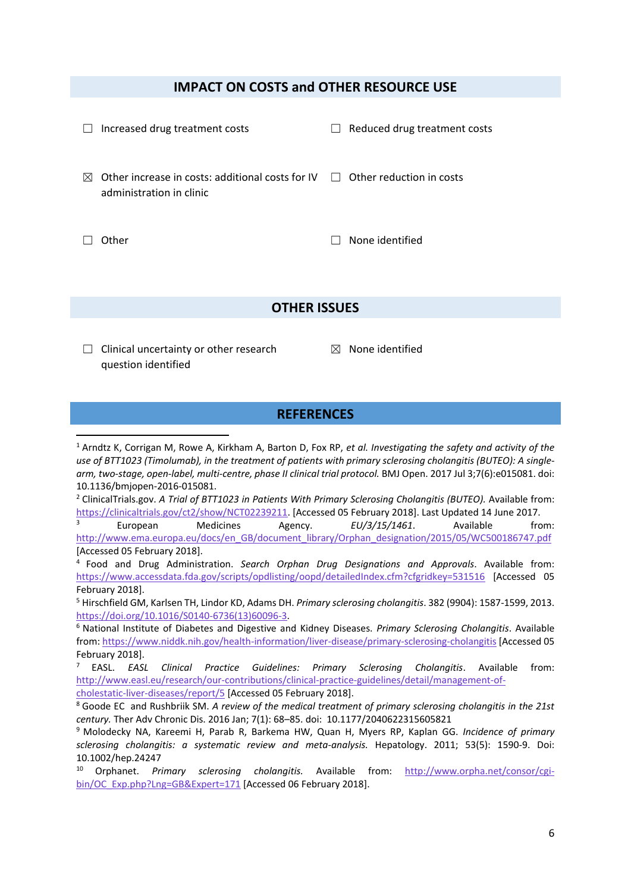## IMPACT ON COSTS and OTHER RESOURCE USE

- ☐ Increased drug treatment costs
- ☐ Reduced drug treatment costs
- ☒ Other increase in costs: additional costs for IV administration in clinic
- ☐ Other reduction in costs
- ☐ Other
- ☐ None identified

## OTHER ISSUES

- ☐ Clinical uncertainty or other research question identified
- ☒ None identified

## REFERENCES

[1] Arndtz K, Corrigan M, Rowe A, Kirkham A, Barton D, Fox RP, *et al. Investigating the safety and activity of the use of BTT1023 (Timolumab), in the treatment of patients with primary sclerosing cholangitis (BUTEO): A single-arm, two-stage, open-label, multi-centre, phase II clinical trial protocol.* BMJ Open. 2017 Jul 3;7(6):e015081. doi: 10.1136/bmjopen-2016-015081.

[2] ClinicalTrials.gov. *A Trial of BTT1023 in Patients With Primary Sclerosing Cholangitis (BUTEO).* Available from: https://clinicaltrials.gov/ct2/show/NCT02239211. [Accessed 05 February 2018]. Last Updated 14 June 2017.

[3] European Medicines Agency. *EU/3/15/1461*. Available from: http://www.ema.europa.eu/docs/en_GB/document_library/Orphan_designation/2015/05/WC500186747.pdf [Accessed 05 February 2018].

[4] Food and Drug Administration. *Search Orphan Drug Designations and Approvals*. Available from: https://www.accessdata.fda.gov/scripts/opdlisting/oopd/detailedIndex.cfm?cfgridkey=531516 [Accessed 05 February 2018].

[5] Hirschfield GM, Karlsen TH, Lindor KD, Adams DH. *Primary sclerosing cholangitis*. 382 (9904): 1587-1599, 2013. https://doi.org/10.1016/S0140-6736(13)60096-3.

[6] National Institute of Diabetes and Digestive and Kidney Diseases. *Primary Sclerosing Cholangitis*. Available from: https://www.niddk.nih.gov/health-information/liver-disease/primary-sclerosing-cholangitis [Accessed 05 February 2018].

[7] EASL. *EASL Clinical Practice Guidelines: Primary Sclerosing Cholangitis*. Available from: http://www.easl.eu/research/our-contributions/clinical-practice-guidelines/detail/management-of-cholestatic-liver-diseases/report/5 [Accessed 05 February 2018].

[8] Goode EC and Rushbriik SM. *A review of the medical treatment of primary sclerosing cholangitis in the 21st century.* Ther Adv Chronic Dis. 2016 Jan; 7(1): 68–85. doi: 10.1177/2040622315605821

[9] Molodecky NA, Kareemi H, Parab R, Barkema HW, Quan H, Myers RP, Kaplan GG. *Incidence of primary sclerosing cholangitis: a systematic review and meta-analysis.* Hepatology. 2011; 53(5): 1590-9. Doi: 10.1002/hep.24247

[10] Orphanet. *Primary sclerosing cholangitis.* Available from: http://www.orpha.net/consor/cgi-bin/OC_Exp.php?Lng=GB&Expert=171 [Accessed 06 February 2018].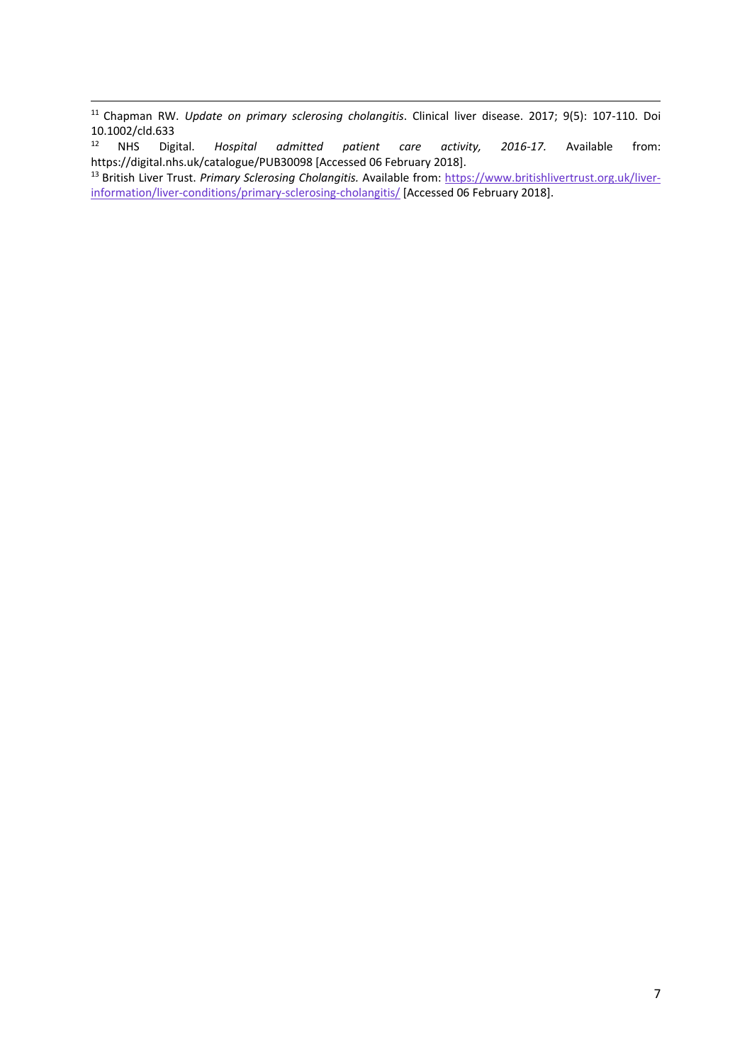[11] Chapman RW. *Update on primary sclerosing cholangitis*. Clinical liver disease. 2017; 9(5): 107-110. Doi 10.1002/cld.633

[12] NHS Digital. *Hospital admitted patient care activity, 2016-17.* Available from: https://digital.nhs.uk/catalogue/PUB30098 [Accessed 06 February 2018].

[13] British Liver Trust. *Primary Sclerosing Cholangitis.* Available from: https://www.britishlivertrust.org.uk/liver-information/liver-conditions/primary-sclerosing-cholangitis/ [Accessed 06 February 2018].